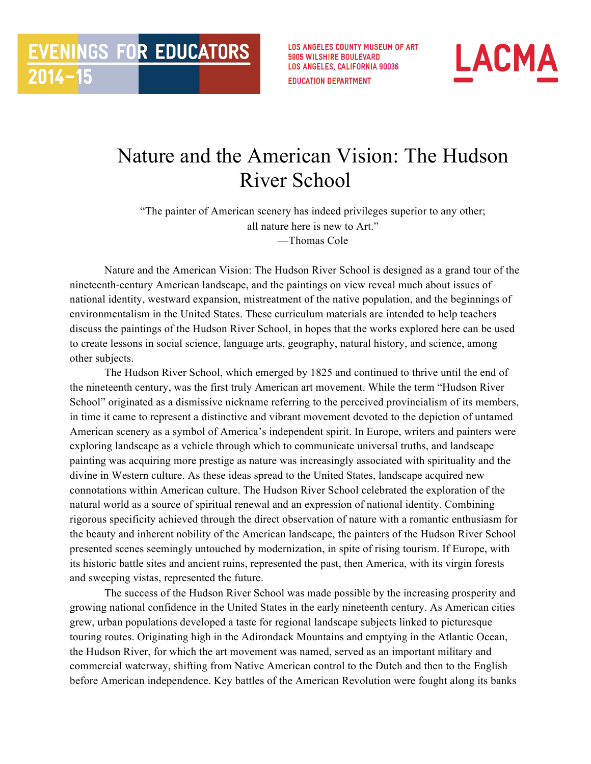EVENINGS FOR EDUCATORS 2014–15

LOS ANGELES COUNTY MUSEUM OF ART
5905 WILSHIRE BOULEVARD
LOS ANGELES, CALIFORNIA 90036
EDUCATION DEPARTMENT

LACMA

# Nature and the American Vision: The Hudson River School

"The painter of American scenery has indeed privileges superior to any other;
all nature here is new to Art."
—Thomas Cole

Nature and the American Vision: The Hudson River School is designed as a grand tour of the nineteenth-century American landscape, and the paintings on view reveal much about issues of national identity, westward expansion, mistreatment of the native population, and the beginnings of environmentalism in the United States. These curriculum materials are intended to help teachers discuss the paintings of the Hudson River School, in hopes that the works explored here can be used to create lessons in social science, language arts, geography, natural history, and science, among other subjects.

The Hudson River School, which emerged by 1825 and continued to thrive until the end of the nineteenth century, was the first truly American art movement. While the term "Hudson River School" originated as a dismissive nickname referring to the perceived provincialism of its members, in time it came to represent a distinctive and vibrant movement devoted to the depiction of untamed American scenery as a symbol of America's independent spirit. In Europe, writers and painters were exploring landscape as a vehicle through which to communicate universal truths, and landscape painting was acquiring more prestige as nature was increasingly associated with spirituality and the divine in Western culture. As these ideas spread to the United States, landscape acquired new connotations within American culture. The Hudson River School celebrated the exploration of the natural world as a source of spiritual renewal and an expression of national identity. Combining rigorous specificity achieved through the direct observation of nature with a romantic enthusiasm for the beauty and inherent nobility of the American landscape, the painters of the Hudson River School presented scenes seemingly untouched by modernization, in spite of rising tourism. If Europe, with its historic battle sites and ancient ruins, represented the past, then America, with its virgin forests and sweeping vistas, represented the future.

The success of the Hudson River School was made possible by the increasing prosperity and growing national confidence in the United States in the early nineteenth century. As American cities grew, urban populations developed a taste for regional landscape subjects linked to picturesque touring routes. Originating high in the Adirondack Mountains and emptying in the Atlantic Ocean, the Hudson River, for which the art movement was named, served as an important military and commercial waterway, shifting from Native American control to the Dutch and then to the English before American independence. Key battles of the American Revolution were fought along its banks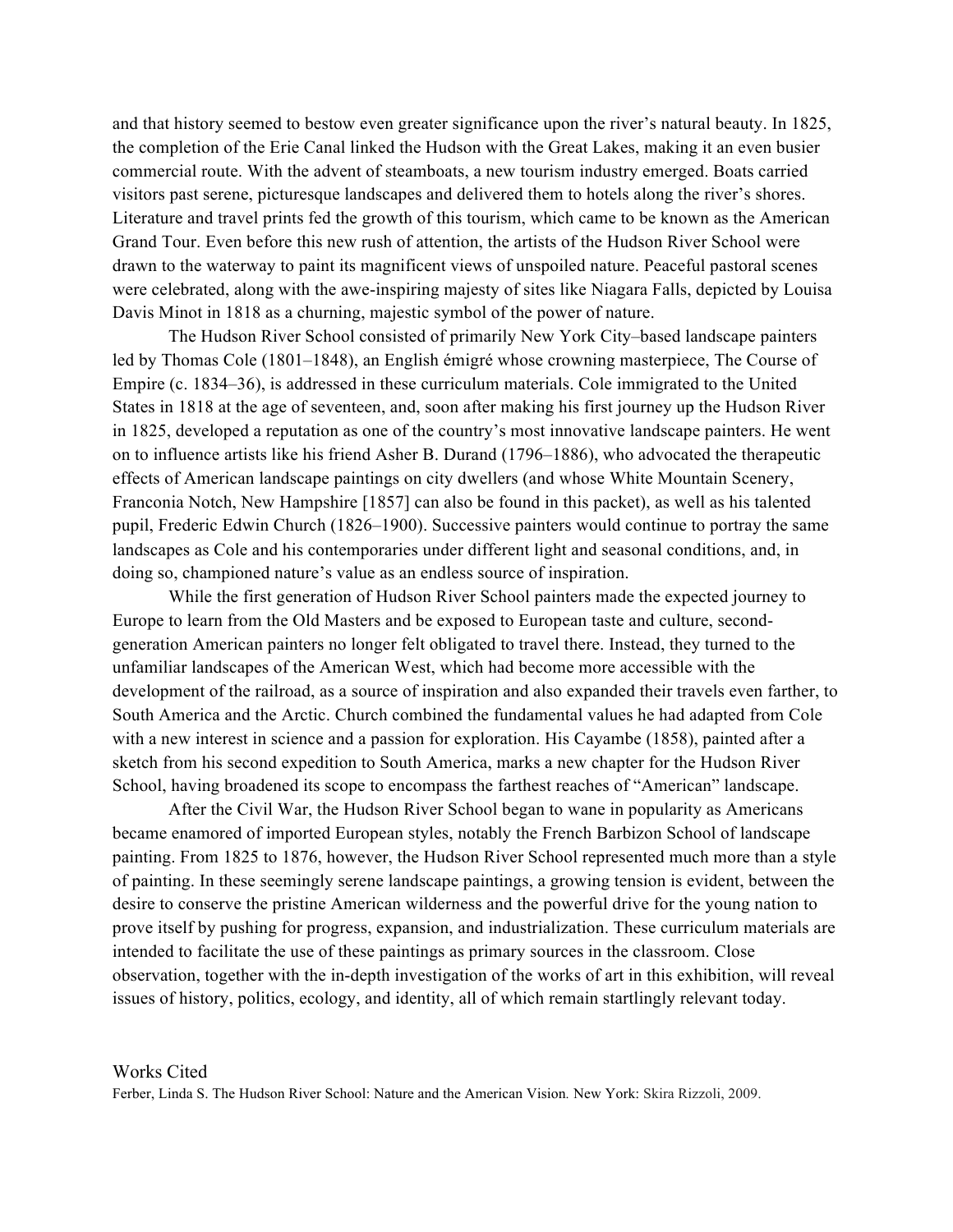and that history seemed to bestow even greater significance upon the river's natural beauty. In 1825, the completion of the Erie Canal linked the Hudson with the Great Lakes, making it an even busier commercial route. With the advent of steamboats, a new tourism industry emerged. Boats carried visitors past serene, picturesque landscapes and delivered them to hotels along the river's shores. Literature and travel prints fed the growth of this tourism, which came to be known as the American Grand Tour. Even before this new rush of attention, the artists of the Hudson River School were drawn to the waterway to paint its magnificent views of unspoiled nature. Peaceful pastoral scenes were celebrated, along with the awe-inspiring majesty of sites like Niagara Falls, depicted by Louisa Davis Minot in 1818 as a churning, majestic symbol of the power of nature.

The Hudson River School consisted of primarily New York City–based landscape painters led by Thomas Cole (1801–1848), an English émigré whose crowning masterpiece, The Course of Empire (c. 1834–36), is addressed in these curriculum materials. Cole immigrated to the United States in 1818 at the age of seventeen, and, soon after making his first journey up the Hudson River in 1825, developed a reputation as one of the country's most innovative landscape painters. He went on to influence artists like his friend Asher B. Durand (1796–1886), who advocated the therapeutic effects of American landscape paintings on city dwellers (and whose White Mountain Scenery, Franconia Notch, New Hampshire [1857] can also be found in this packet), as well as his talented pupil, Frederic Edwin Church (1826–1900). Successive painters would continue to portray the same landscapes as Cole and his contemporaries under different light and seasonal conditions, and, in doing so, championed nature's value as an endless source of inspiration.

While the first generation of Hudson River School painters made the expected journey to Europe to learn from the Old Masters and be exposed to European taste and culture, second-generation American painters no longer felt obligated to travel there. Instead, they turned to the unfamiliar landscapes of the American West, which had become more accessible with the development of the railroad, as a source of inspiration and also expanded their travels even farther, to South America and the Arctic. Church combined the fundamental values he had adapted from Cole with a new interest in science and a passion for exploration. His Cayambe (1858), painted after a sketch from his second expedition to South America, marks a new chapter for the Hudson River School, having broadened its scope to encompass the farthest reaches of "American" landscape.

After the Civil War, the Hudson River School began to wane in popularity as Americans became enamored of imported European styles, notably the French Barbizon School of landscape painting. From 1825 to 1876, however, the Hudson River School represented much more than a style of painting. In these seemingly serene landscape paintings, a growing tension is evident, between the desire to conserve the pristine American wilderness and the powerful drive for the young nation to prove itself by pushing for progress, expansion, and industrialization. These curriculum materials are intended to facilitate the use of these paintings as primary sources in the classroom. Close observation, together with the in-depth investigation of the works of art in this exhibition, will reveal issues of history, politics, ecology, and identity, all of which remain startlingly relevant today.

## Works Cited

Ferber, Linda S. The Hudson River School: Nature and the American Vision. New York: Skira Rizzoli, 2009.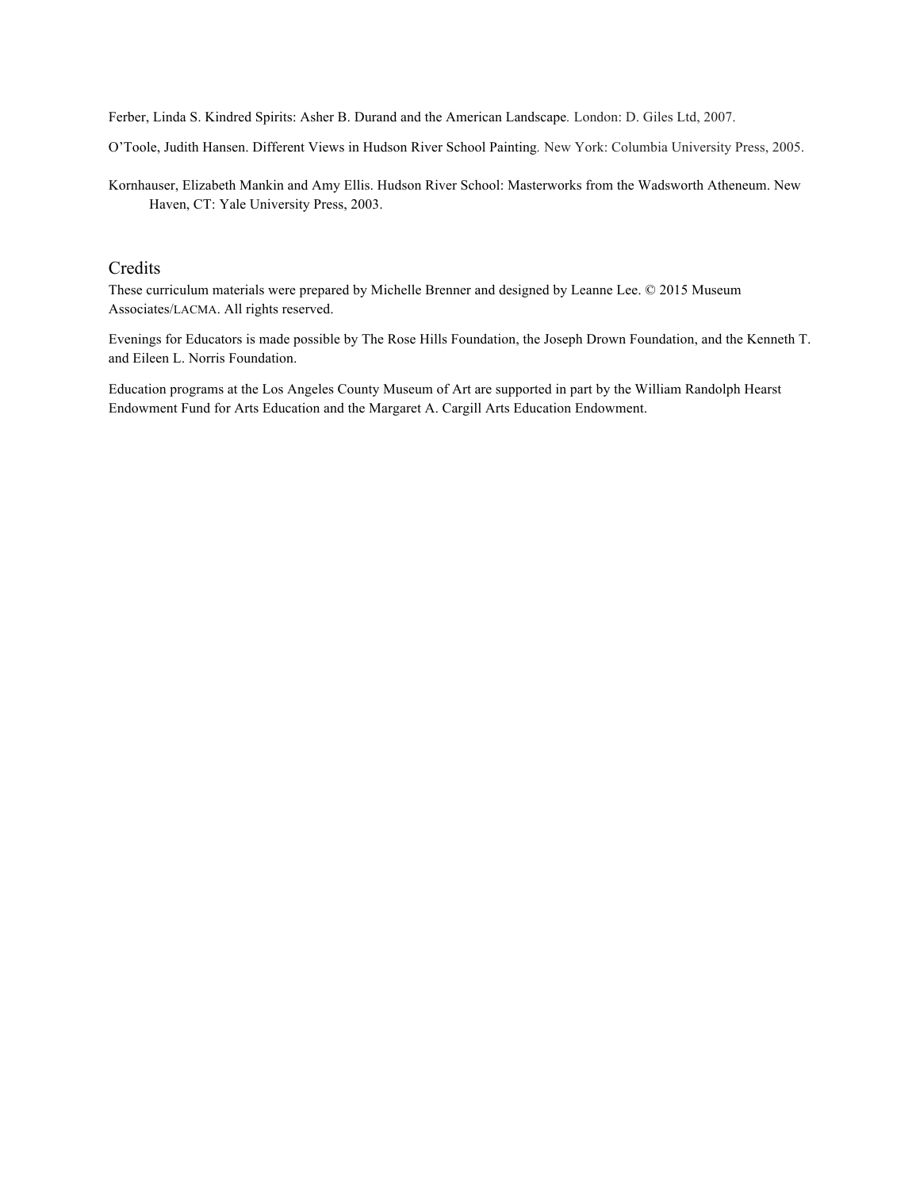Ferber, Linda S. Kindred Spirits: Asher B. Durand and the American Landscape. London: D. Giles Ltd, 2007.

O'Toole, Judith Hansen. Different Views in Hudson River School Painting. New York: Columbia University Press, 2005.

Kornhauser, Elizabeth Mankin and Amy Ellis. Hudson River School: Masterworks from the Wadsworth Atheneum. New Haven, CT: Yale University Press, 2003.

## Credits

These curriculum materials were prepared by Michelle Brenner and designed by Leanne Lee. © 2015 Museum Associates/LACMA. All rights reserved.

Evenings for Educators is made possible by The Rose Hills Foundation, the Joseph Drown Foundation, and the Kenneth T. and Eileen L. Norris Foundation.

Education programs at the Los Angeles County Museum of Art are supported in part by the William Randolph Hearst Endowment Fund for Arts Education and the Margaret A. Cargill Arts Education Endowment.